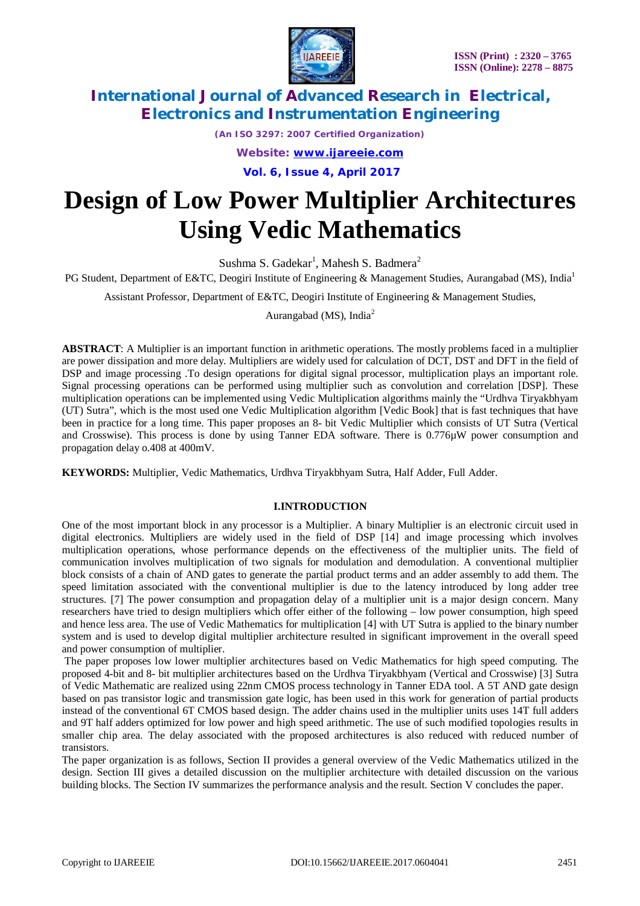# Design of Low Power Multiplier Architectures Using Vedic Mathematics

Sushma S. Gadekar[1], Mahesh S. Badmera[2]

PG Student, Department of E&TC, Deogiri Institute of Engineering & Management Studies, Aurangabad (MS), India[1]

Assistant Professor, Department of E&TC, Deogiri Institute of Engineering & Management Studies, Aurangabad (MS), India[2]

**ABSTRACT**: A Multiplier is an important function in arithmetic operations. The mostly problems faced in a multiplier are power dissipation and more delay. Multipliers are widely used for calculation of DCT, DST and DFT in the field of DSP and image processing .To design operations for digital signal processor, multiplication plays an important role. Signal processing operations can be performed using multiplier such as convolution and correlation [DSP]. These multiplication operations can be implemented using Vedic Multiplication algorithms mainly the "Urdhva Tiryakbhyam (UT) Sutra", which is the most used one Vedic Multiplication algorithm [Vedic Book] that is fast techniques that have been in practice for a long time. This paper proposes an 8- bit Vedic Multiplier which consists of UT Sutra (Vertical and Crosswise). This process is done by using Tanner EDA software. There is 0.776μW power consumption and propagation delay o.408 at 400mV.

**KEYWORDS:** Multiplier, Vedic Mathematics, Urdhva Tiryakbhyam Sutra, Half Adder, Full Adder.

## I.INTRODUCTION

One of the most important block in any processor is a Multiplier. A binary Multiplier is an electronic circuit used in digital electronics. Multipliers are widely used in the field of DSP [14] and image processing which involves multiplication operations, whose performance depends on the effectiveness of the multiplier units. The field of communication involves multiplication of two signals for modulation and demodulation. A conventional multiplier block consists of a chain of AND gates to generate the partial product terms and an adder assembly to add them. The speed limitation associated with the conventional multiplier is due to the latency introduced by long adder tree structures. [7] The power consumption and propagation delay of a multiplier unit is a major design concern. Many researchers have tried to design multipliers which offer either of the following – low power consumption, high speed and hence less area. The use of Vedic Mathematics for multiplication [4] with UT Sutra is applied to the binary number system and is used to develop digital multiplier architecture resulted in significant improvement in the overall speed and power consumption of multiplier.

The paper proposes low lower multiplier architectures based on Vedic Mathematics for high speed computing. The proposed 4-bit and 8- bit multiplier architectures based on the Urdhva Tiryakbhyam (Vertical and Crosswise) [3] Sutra of Vedic Mathematic are realized using 22nm CMOS process technology in Tanner EDA tool. A 5T AND gate design based on pas transistor logic and transmission gate logic, has been used in this work for generation of partial products instead of the conventional 6T CMOS based design. The adder chains used in the multiplier units uses 14T full adders and 9T half adders optimized for low power and high speed arithmetic. The use of such modified topologies results in smaller chip area. The delay associated with the proposed architectures is also reduced with reduced number of transistors.

The paper organization is as follows, Section II provides a general overview of the Vedic Mathematics utilized in the design. Section III gives a detailed discussion on the multiplier architecture with detailed discussion on the various building blocks. The Section IV summarizes the performance analysis and the result. Section V concludes the paper.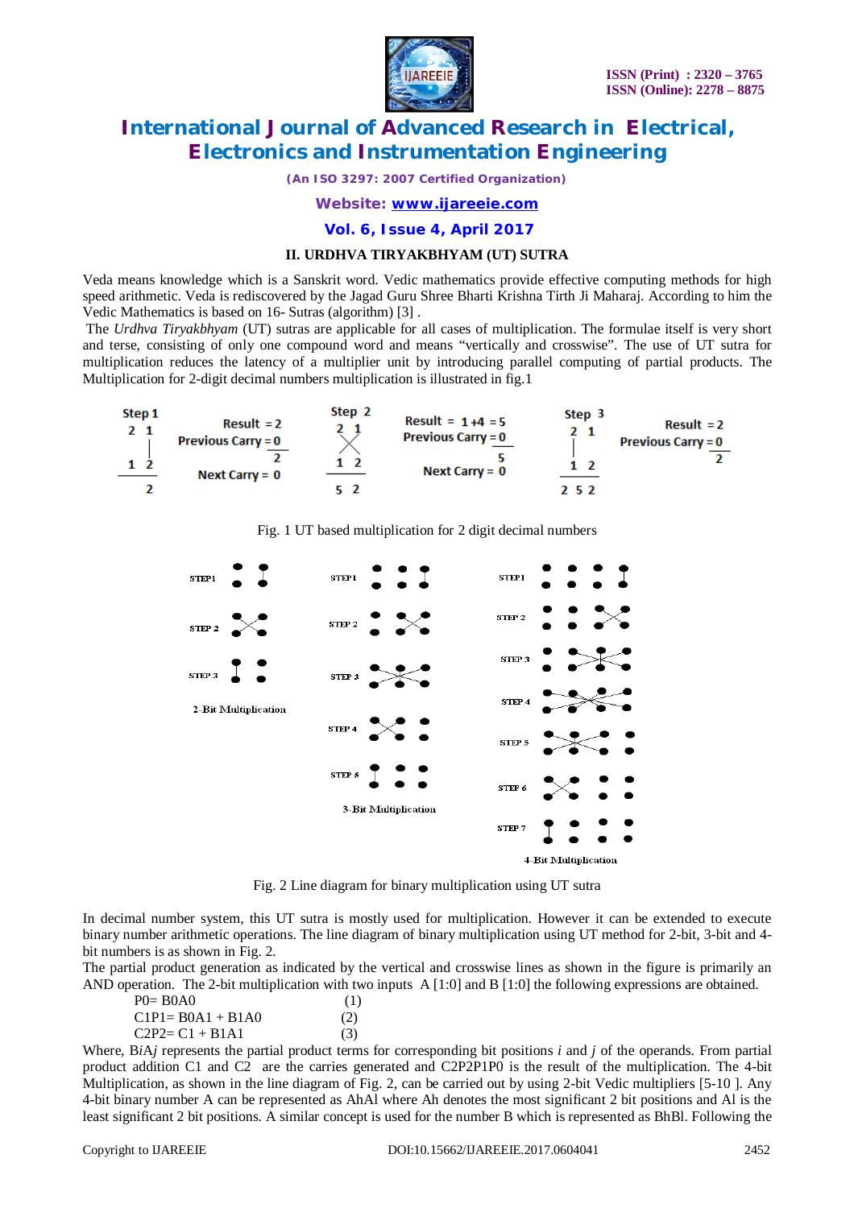## II. URDHVA TIRYAKBHYAM (UT) SUTRA

Veda means knowledge which is a Sanskrit word. Vedic mathematics provide effective computing methods for high speed arithmetic. Veda is rediscovered by the Jagad Guru Shree Bharti Krishna Tirth Ji Maharaj. According to him the Vedic Mathematics is based on 16- Sutras (algorithm) [3] .

The *Urdhva Tiryakbhyam* (UT) sutras are applicable for all cases of multiplication. The formulae itself is very short and terse, consisting of only one compound word and means "vertically and crosswise". The use of UT sutra for multiplication reduces the latency of a multiplier unit by introducing parallel computing of partial products. The Multiplication for 2-digit decimal numbers multiplication is illustrated in fig.1

Fig. 1 UT based multiplication for 2 digit decimal numbers

Fig. 2 Line diagram for binary multiplication using UT sutra

In decimal number system, this UT sutra is mostly used for multiplication. However it can be extended to execute binary number arithmetic operations. The line diagram of binary multiplication using UT method for 2-bit, 3-bit and 4-bit numbers is as shown in Fig. 2.

The partial product generation as indicated by the vertical and crosswise lines as shown in the figure is primarily an AND operation. The 2-bit multiplication with two inputs A [1:0] and B [1:0] the following expressions are obtained.

P0= B0A0 (1)

C1P1= B0A1 + B1A0 (2)

C2P2= C1 + B1A1 (3)

Where, B*i*A*j* represents the partial product terms for corresponding bit positions *i* and *j* of the operands. From partial product addition C1 and C2 are the carries generated and C2P2P1P0 is the result of the multiplication. The 4-bit Multiplication, as shown in the line diagram of Fig. 2, can be carried out by using 2-bit Vedic multipliers [5-10 ]. Any 4-bit binary number A can be represented as AhAl where Ah denotes the most significant 2 bit positions and Al is the least significant 2 bit positions. A similar concept is used for the number B which is represented as BhBl. Following the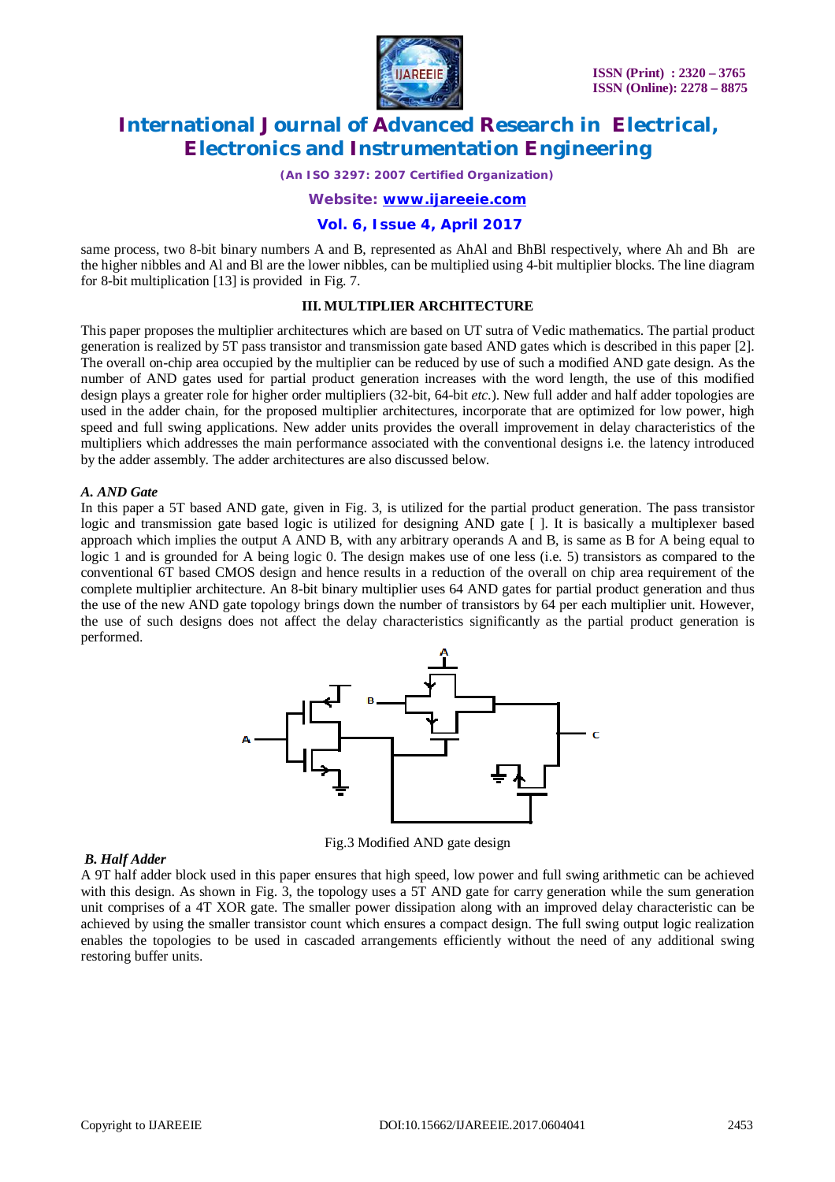same process, two 8-bit binary numbers A and B, represented as AhAl and BhBl respectively, where Ah and Bh are the higher nibbles and Al and Bl are the lower nibbles, can be multiplied using 4-bit multiplier blocks. The line diagram for 8-bit multiplication [13] is provided in Fig. 7.

## III. MULTIPLIER ARCHITECTURE

This paper proposes the multiplier architectures which are based on UT sutra of Vedic mathematics. The partial product generation is realized by 5T pass transistor and transmission gate based AND gates which is described in this paper [2]. The overall on-chip area occupied by the multiplier can be reduced by use of such a modified AND gate design. As the number of AND gates used for partial product generation increases with the word length, the use of this modified design plays a greater role for higher order multipliers (32-bit, 64-bit *etc.*). New full adder and half adder topologies are used in the adder chain, for the proposed multiplier architectures, incorporate that are optimized for low power, high speed and full swing applications. New adder units provides the overall improvement in delay characteristics of the multipliers which addresses the main performance associated with the conventional designs i.e. the latency introduced by the adder assembly. The adder architectures are also discussed below.

### *A. AND Gate*

In this paper a 5T based AND gate, given in Fig. 3, is utilized for the partial product generation. The pass transistor logic and transmission gate based logic is utilized for designing AND gate [ ]. It is basically a multiplexer based approach which implies the output A AND B, with any arbitrary operands A and B, is same as B for A being equal to logic 1 and is grounded for A being logic 0. The design makes use of one less (i.e. 5) transistors as compared to the conventional 6T based CMOS design and hence results in a reduction of the overall on chip area requirement of the complete multiplier architecture. An 8-bit binary multiplier uses 64 AND gates for partial product generation and thus the use of the new AND gate topology brings down the number of transistors by 64 per each multiplier unit. However, the use of such designs does not affect the delay characteristics significantly as the partial product generation is performed.

Fig.3 Modified AND gate design

### *B. Half Adder*

A 9T half adder block used in this paper ensures that high speed, low power and full swing arithmetic can be achieved with this design. As shown in Fig. 3, the topology uses a 5T AND gate for carry generation while the sum generation unit comprises of a 4T XOR gate. The smaller power dissipation along with an improved delay characteristic can be achieved by using the smaller transistor count which ensures a compact design. The full swing output logic realization enables the topologies to be used in cascaded arrangements efficiently without the need of any additional swing restoring buffer units.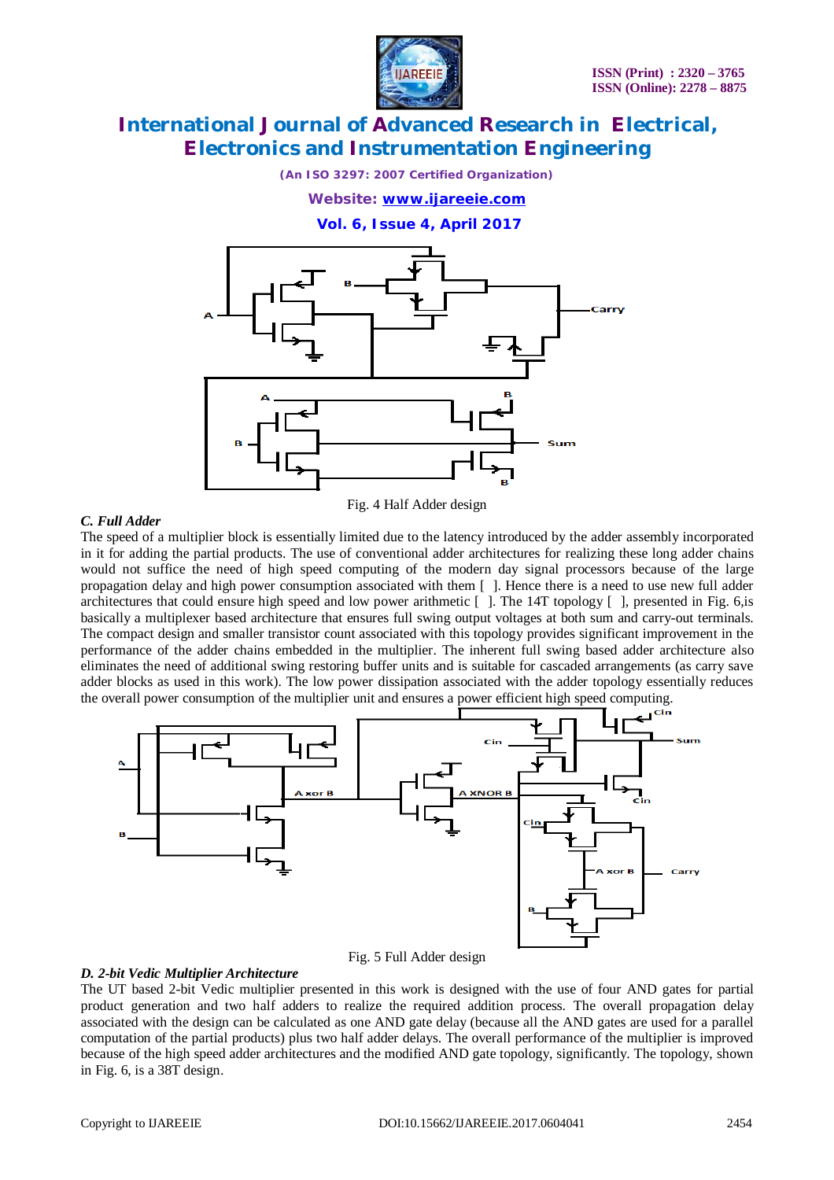Fig. 4 Half Adder design

### *C. Full Adder*

The speed of a multiplier block is essentially limited due to the latency introduced by the adder assembly incorporated in it for adding the partial products. The use of conventional adder architectures for realizing these long adder chains would not suffice the need of high speed computing of the modern day signal processors because of the large propagation delay and high power consumption associated with them [ ]. Hence there is a need to use new full adder architectures that could ensure high speed and low power arithmetic [ ]. The 14T topology [ ], presented in Fig. 6,is basically a multiplexer based architecture that ensures full swing output voltages at both sum and carry-out terminals. The compact design and smaller transistor count associated with this topology provides significant improvement in the performance of the adder chains embedded in the multiplier. The inherent full swing based adder architecture also eliminates the need of additional swing restoring buffer units and is suitable for cascaded arrangements (as carry save adder blocks as used in this work). The low power dissipation associated with the adder topology essentially reduces the overall power consumption of the multiplier unit and ensures a power efficient high speed computing.

Fig. 5 Full Adder design

### *D. 2-bit Vedic Multiplier Architecture*

The UT based 2-bit Vedic multiplier presented in this work is designed with the use of four AND gates for partial product generation and two half adders to realize the required addition process. The overall propagation delay associated with the design can be calculated as one AND gate delay (because all the AND gates are used for a parallel computation of the partial products) plus two half adder delays. The overall performance of the multiplier is improved because of the high speed adder architectures and the modified AND gate topology, significantly. The topology, shown in Fig. 6, is a 38T design.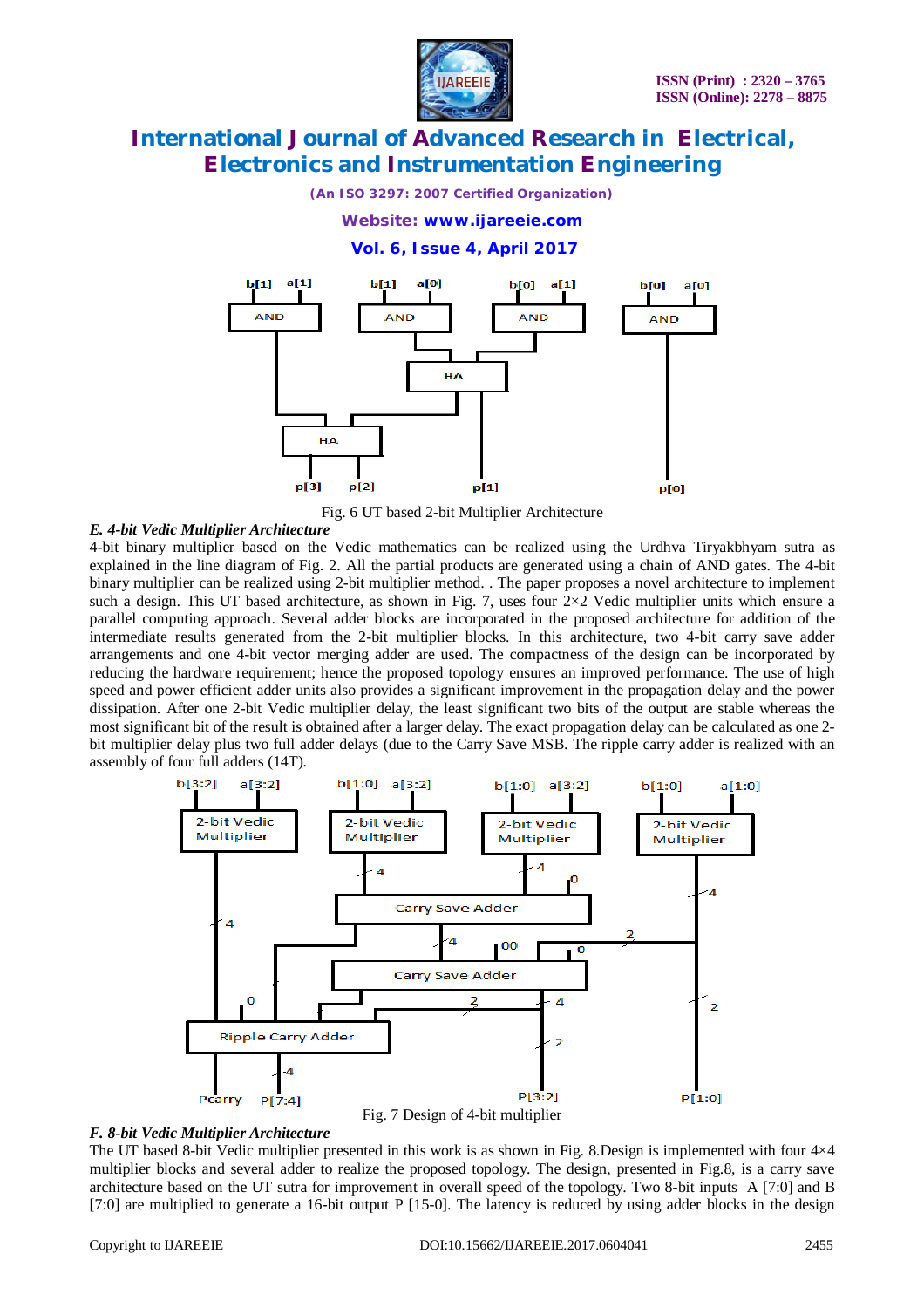Fig. 6 UT based 2-bit Multiplier Architecture

### *E. 4-bit Vedic Multiplier Architecture*

4-bit binary multiplier based on the Vedic mathematics can be realized using the Urdhva Tiryakbhyam sutra as explained in the line diagram of Fig. 2. All the partial products are generated using a chain of AND gates. The 4-bit binary multiplier can be realized using 2-bit multiplier method. . The paper proposes a novel architecture to implement such a design. This UT based architecture, as shown in Fig. 7, uses four 2×2 Vedic multiplier units which ensure a parallel computing approach. Several adder blocks are incorporated in the proposed architecture for addition of the intermediate results generated from the 2-bit multiplier blocks. In this architecture, two 4-bit carry save adder arrangements and one 4-bit vector merging adder are used. The compactness of the design can be incorporated by reducing the hardware requirement; hence the proposed topology ensures an improved performance. The use of high speed and power efficient adder units also provides a significant improvement in the propagation delay and the power dissipation. After one 2-bit Vedic multiplier delay, the least significant two bits of the output are stable whereas the most significant bit of the result is obtained after a larger delay. The exact propagation delay can be calculated as one 2-bit multiplier delay plus two full adder delays (due to the Carry Save MSB. The ripple carry adder is realized with an assembly of four full adders (14T).

Fig. 7 Design of 4-bit multiplier

### *F. 8-bit Vedic Multiplier Architecture*

The UT based 8-bit Vedic multiplier presented in this work is as shown in Fig. 8.Design is implemented with four 4×4 multiplier blocks and several adder to realize the proposed topology. The design, presented in Fig.8, is a carry save architecture based on the UT sutra for improvement in overall speed of the topology. Two 8-bit inputs A [7:0] and B [7:0] are multiplied to generate a 16-bit output P [15-0]. The latency is reduced by using adder blocks in the design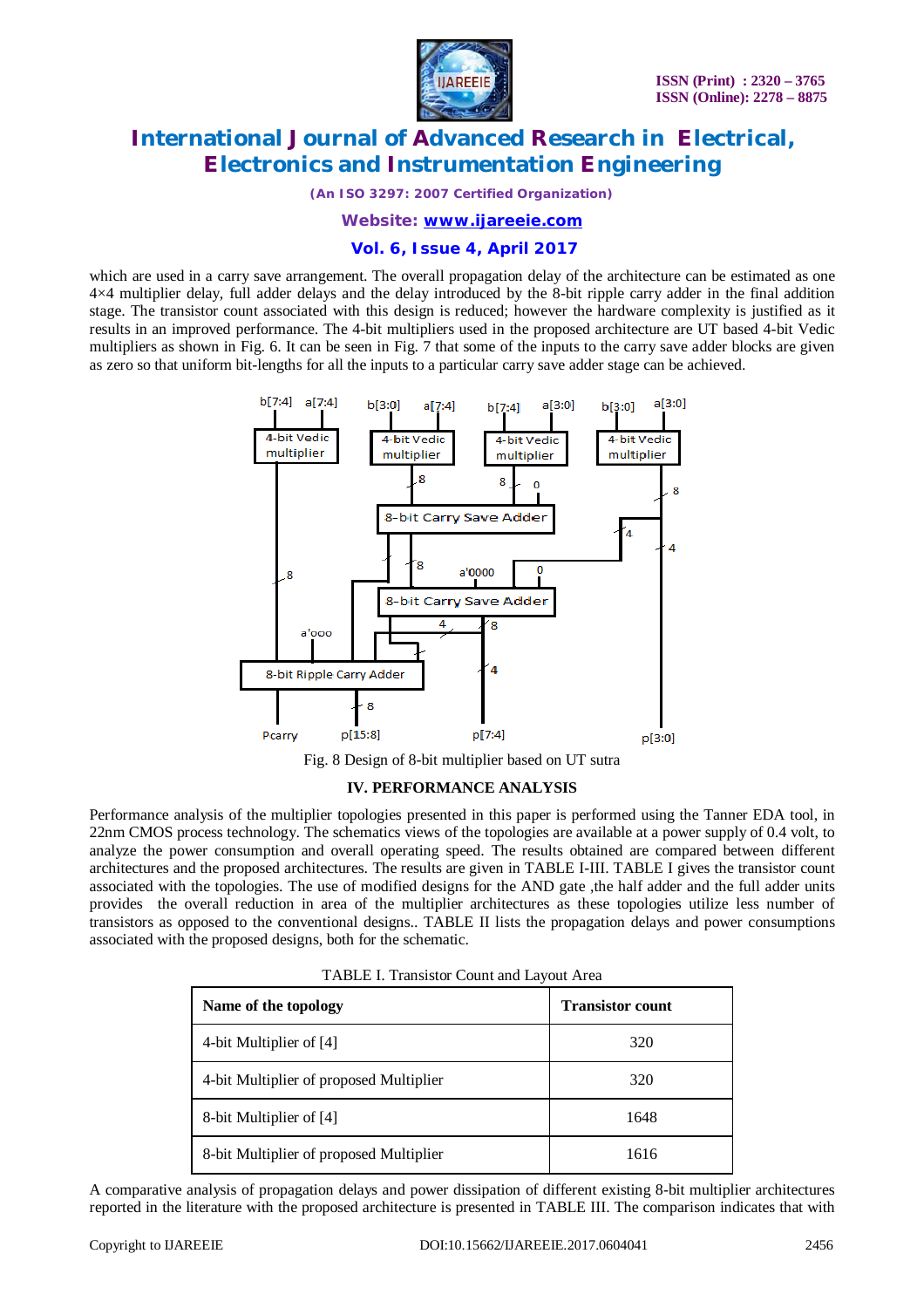which are used in a carry save arrangement. The overall propagation delay of the architecture can be estimated as one 4×4 multiplier delay, full adder delays and the delay introduced by the 8-bit ripple carry adder in the final addition stage. The transistor count associated with this design is reduced; however the hardware complexity is justified as it results in an improved performance. The 4-bit multipliers used in the proposed architecture are UT based 4-bit Vedic multipliers as shown in Fig. 6. It can be seen in Fig. 7 that some of the inputs to the carry save adder blocks are given as zero so that uniform bit-lengths for all the inputs to a particular carry save adder stage can be achieved.

Fig. 8 Design of 8-bit multiplier based on UT sutra

### IV. PERFORMANCE ANALYSIS

Performance analysis of the multiplier topologies presented in this paper is performed using the Tanner EDA tool, in 22nm CMOS process technology. The schematics views of the topologies are available at a power supply of 0.4 volt, to analyze the power consumption and overall operating speed. The results obtained are compared between different architectures and the proposed architectures. The results are given in TABLE I-III. TABLE I gives the transistor count associated with the topologies. The use of modified designs for the AND gate ,the half adder and the full adder units provides the overall reduction in area of the multiplier architectures as these topologies utilize less number of transistors as opposed to the conventional designs.. TABLE II lists the propagation delays and power consumptions associated with the proposed designs, both for the schematic.

TABLE I. Transistor Count and Layout Area

| Name of the topology | Transistor count |
|---|---|
| 4-bit Multiplier of [4] | 320 |
| 4-bit Multiplier of proposed Multiplier | 320 |
| 8-bit Multiplier of [4] | 1648 |
| 8-bit Multiplier of proposed Multiplier | 1616 |

A comparative analysis of propagation delays and power dissipation of different existing 8-bit multiplier architectures reported in the literature with the proposed architecture is presented in TABLE III. The comparison indicates that with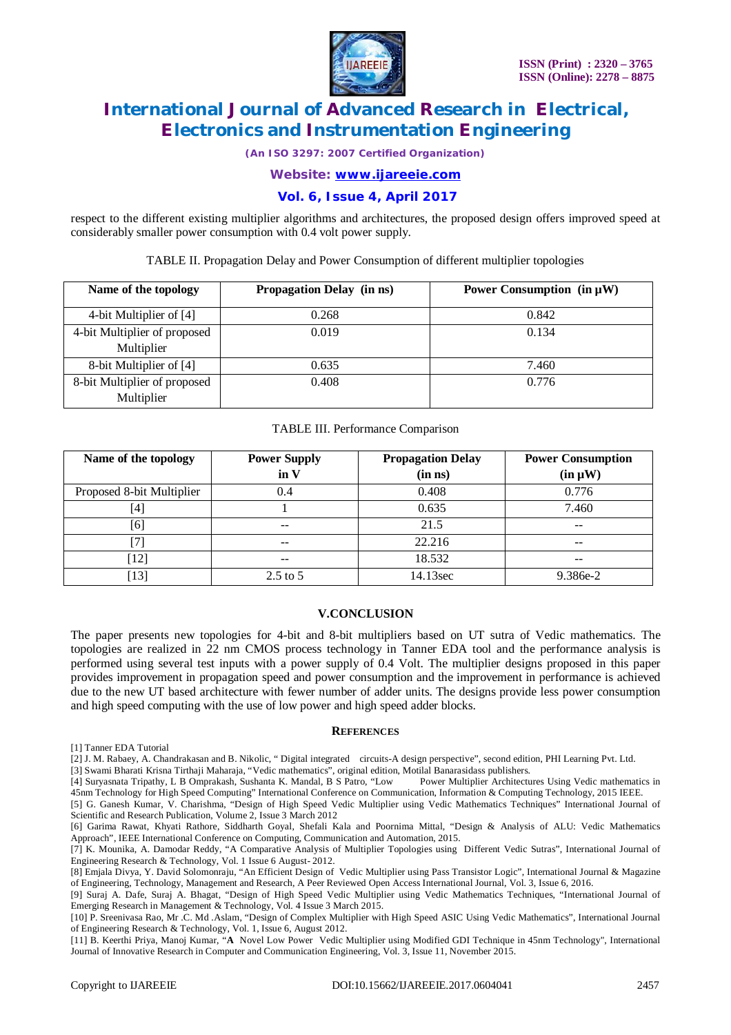respect to the different existing multiplier algorithms and architectures, the proposed design offers improved speed at considerably smaller power consumption with 0.4 volt power supply.

TABLE II. Propagation Delay and Power Consumption of different multiplier topologies

| Name of the topology | Propagation Delay (in ns) | Power Consumption (in µW) |
|---|---|---|
| 4-bit Multiplier of [4] | 0.268 | 0.842 |
| 4-bit Multiplier of proposed Multiplier | 0.019 | 0.134 |
| 8-bit Multiplier of [4] | 0.635 | 7.460 |
| 8-bit Multiplier of proposed Multiplier | 0.408 | 0.776 |

TABLE III. Performance Comparison

| Name of the topology | Power Supply in V | Propagation Delay (in ns) | Power Consumption (in µW) |
|---|---|---|---|
| Proposed 8-bit Multiplier | 0.4 | 0.408 | 0.776 |
| [4] | 1 | 0.635 | 7.460 |
| [6] | -- | 21.5 | -- |
| [7] | -- | 22.216 | -- |
| [12] | -- | 18.532 | -- |
| [13] | 2.5 to 5 | 14.13sec | 9.386e-2 |

## V.CONCLUSION

The paper presents new topologies for 4-bit and 8-bit multipliers based on UT sutra of Vedic mathematics. The topologies are realized in 22 nm CMOS process technology in Tanner EDA tool and the performance analysis is performed using several test inputs with a power supply of 0.4 Volt. The multiplier designs proposed in this paper provides improvement in propagation speed and power consumption and the improvement in performance is achieved due to the new UT based architecture with fewer number of adder units. The designs provide less power consumption and high speed computing with the use of low power and high speed adder blocks.

## REFERENCES

[1] Tanner EDA Tutorial

[2] J. M. Rabaey, A. Chandrakasan and B. Nikolic, " Digital integrated circuits-A design perspective", second edition, PHI Learning Pvt. Ltd.

[3] Swami Bharati Krisna Tirthaji Maharaja, "Vedic mathematics", original edition, Motilal Banarasidass publishers.

[4] Suryasnata Tripathy, L B Omprakash, Sushanta K. Mandal, B S Patro, "Low Power Multiplier Architectures Using Vedic mathematics in 45nm Technology for High Speed Computing" International Conference on Communication, Information & Computing Technology, 2015 IEEE.

[5] G. Ganesh Kumar, V. Charishma, "Design of High Speed Vedic Multiplier using Vedic Mathematics Techniques" International Journal of Scientific and Research Publication, Volume 2, Issue 3 March 2012

[6] Garima Rawat, Khyati Rathore, Siddharth Goyal, Shefali Kala and Poornima Mittal, "Design & Analysis of ALU: Vedic Mathematics Approach", IEEE International Conference on Computing, Communication and Automation, 2015.

[7] K. Mounika, A. Damodar Reddy, "A Comparative Analysis of Multiplier Topologies using Different Vedic Sutras", International Journal of Engineering Research & Technology, Vol. 1 Issue 6 August- 2012.

[8] Emjala Divya, Y. David Solomonraju, "An Efficient Design of Vedic Multiplier using Pass Transistor Logic", International Journal & Magazine of Engineering, Technology, Management and Research, A Peer Reviewed Open Access International Journal, Vol. 3, Issue 6, 2016.

[9] Suraj A. Dafe, Suraj A. Bhagat, "Design of High Speed Vedic Multiplier using Vedic Mathematics Techniques, "International Journal of Emerging Research in Management & Technology, Vol. 4 Issue 3 March 2015.

[10] P. Sreenivasa Rao, Mr .C. Md .Aslam, "Design of Complex Multiplier with High Speed ASIC Using Vedic Mathematics", International Journal of Engineering Research & Technology, Vol. 1, Issue 6, August 2012.

[11] B. Keerthi Priya, Manoj Kumar, "**A** Novel Low Power Vedic Multiplier using Modified GDI Technique in 45nm Technology", International Journal of Innovative Research in Computer and Communication Engineering, Vol. 3, Issue 11, November 2015.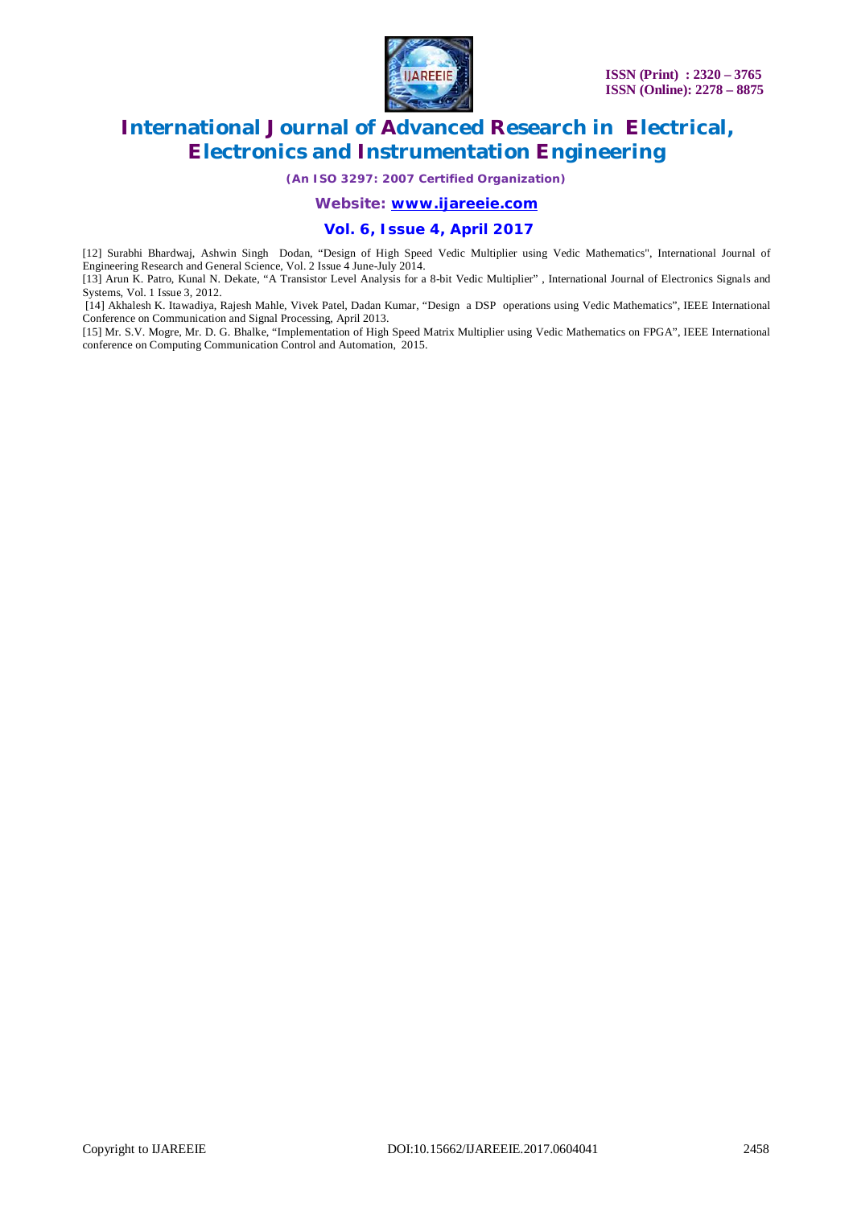[12] Surabhi Bhardwaj, Ashwin Singh Dodan, "Design of High Speed Vedic Multiplier using Vedic Mathematics", International Journal of Engineering Research and General Science, Vol. 2 Issue 4 June-July 2014.

[13] Arun K. Patro, Kunal N. Dekate, "A Transistor Level Analysis for a 8-bit Vedic Multiplier" , International Journal of Electronics Signals and Systems, Vol. 1 Issue 3, 2012.

[14] Akhalesh K. Itawadiya, Rajesh Mahle, Vivek Patel, Dadan Kumar, "Design a DSP operations using Vedic Mathematics", IEEE International Conference on Communication and Signal Processing, April 2013.

[15] Mr. S.V. Mogre, Mr. D. G. Bhalke, "Implementation of High Speed Matrix Multiplier using Vedic Mathematics on FPGA", IEEE International conference on Computing Communication Control and Automation, 2015.